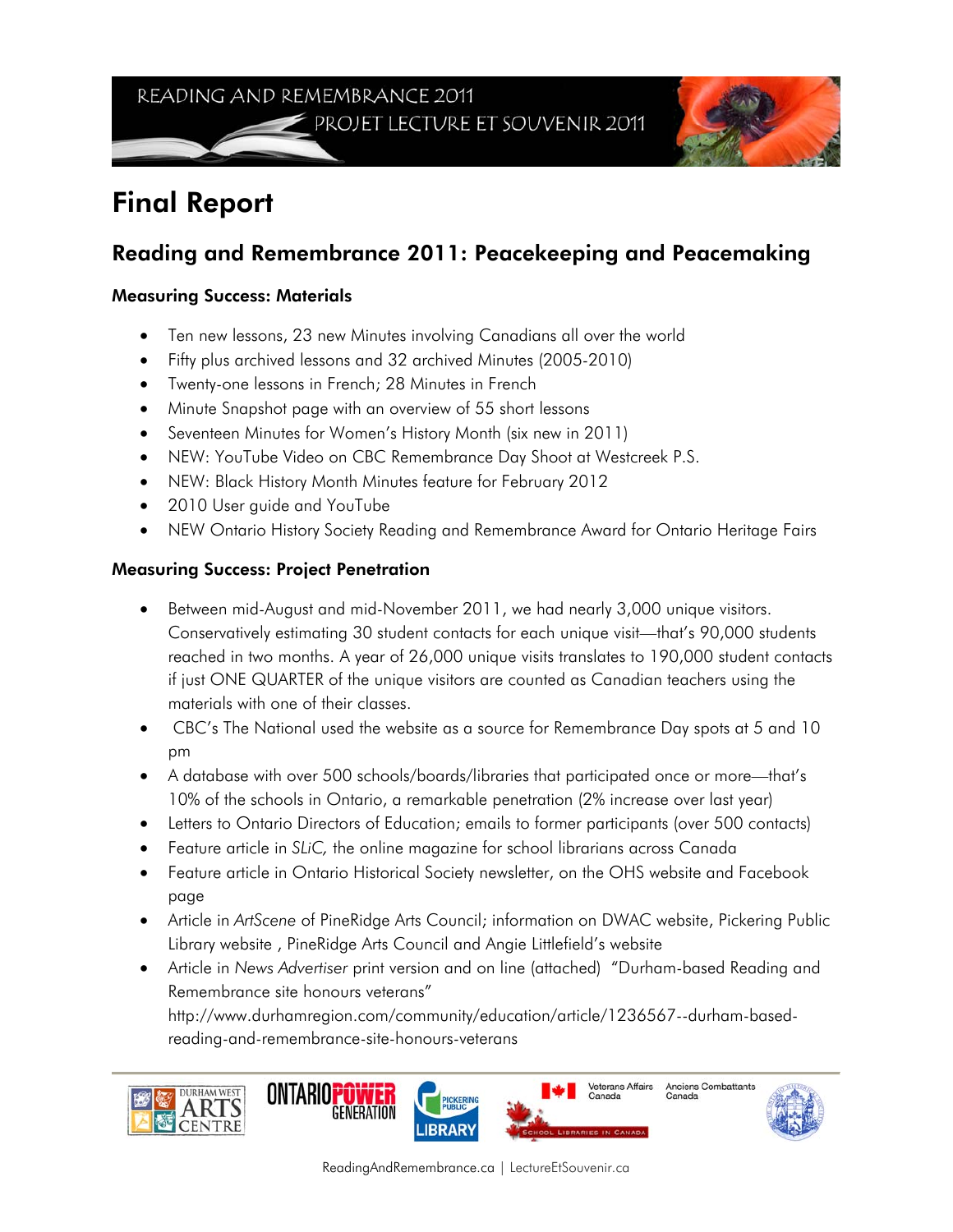READING AND REMEMBRANCE 2011

PROJET LECTURE ET SOUVENIR 2011

# Final Report

## Reading and Remembrance 2011: Peacekeeping and Peacemaking

### Measuring Success: Materials

- Ten new lessons, 23 new Minutes involving Canadians all over the world
- Fifty plus archived lessons and 32 archived Minutes (2005-2010)
- Twenty-one lessons in French; 28 Minutes in French
- Minute Snapshot page with an overview of 55 short lessons
- Seventeen Minutes for Women's History Month (six new in 2011)
- NEW: YouTube Video on CBC Remembrance Day Shoot at Westcreek P.S.
- NEW: Black History Month Minutes feature for February 2012
- 2010 User guide and YouTube
- NEW Ontario History Society Reading and Remembrance Award for Ontario Heritage Fairs

### Measuring Success: Project Penetration

- Between mid-August and mid-November 2011, we had nearly 3,000 unique visitors. Conservatively estimating 30 student contacts for each unique visit—that's 90,000 students reached in two months. A year of 26,000 unique visits translates to 190,000 student contacts if just ONE QUARTER of the unique visitors are counted as Canadian teachers using the materials with one of their classes.
- CBC's The National used the website as a source for Remembrance Day spots at 5 and 10 pm
- A database with over 500 schools/boards/libraries that participated once or more—that's 10% of the schools in Ontario, a remarkable penetration (2% increase over last year)
- Letters to Ontario Directors of Education; emails to former participants (over 500 contacts)
- Feature article in *SLiC,* the online magazine for school librarians across Canada
- Feature article in Ontario Historical Society newsletter, on the OHS website and Facebook page
- Article in *ArtScene* of PineRidge Arts Council; information on DWAC website, Pickering Public Library website , PineRidge Arts Council and Angie Littlefield's website
- Article in *News Advertiser* print version and on line (attached) "Durham-based Reading and Remembrance site honours veterans" http://www.durhamregion.com/community/education/article/1236567--durham-based-reading-and-remembrance-site-honours-veterans

ReadingAndRemembrance.ca | LectureEtSouvenir.ca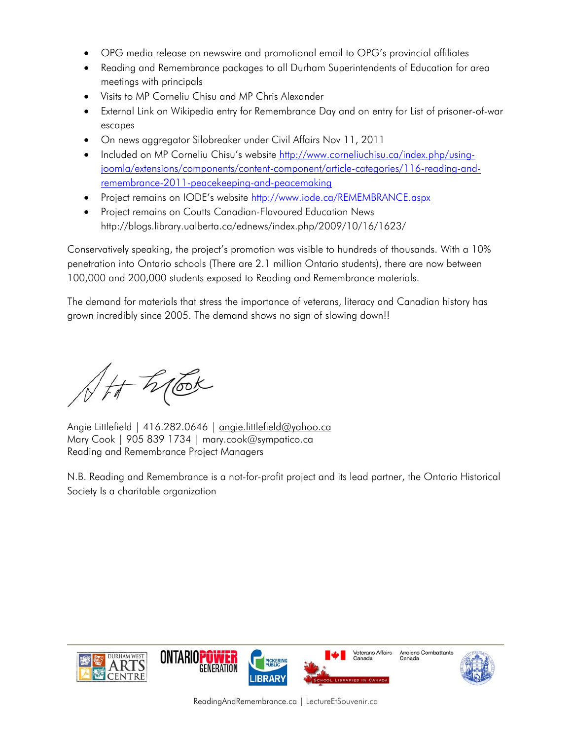- OPG media release on newswire and promotional email to OPG's provincial affiliates
- Reading and Remembrance packages to all Durham Superintendents of Education for area meetings with principals
- Visits to MP Corneliu Chisu and MP Chris Alexander
- External Link on Wikipedia entry for Remembrance Day and on entry for List of prisoner-of-war escapes
- On news aggregator Silobreaker under Civil Affairs Nov 11, 2011
- Included on MP Corneliu Chisu's website http://www.corneliuchisu.ca/index.php/using-joomla/extensions/components/content-component/article-categories/116-reading-and-remembrance-2011-peacekeeping-and-peacemaking
- Project remains on IODE's website http://www.iode.ca/REMEMBRANCE.aspx
- Project remains on Coutts Canadian-Flavoured Education News http://blogs.library.ualberta.ca/ednews/index.php/2009/10/16/1623/

Conservatively speaking, the project's promotion was visible to hundreds of thousands. With a 10% penetration into Ontario schools (There are 2.1 million Ontario students), there are now between 100,000 and 200,000 students exposed to Reading and Remembrance materials.

The demand for materials that stress the importance of veterans, literacy and Canadian history has grown incredibly since 2005. The demand shows no sign of slowing down!!

Angie Littlefield | 416.282.0646 | angie.littlefield@yahoo.ca
Mary Cook | 905 839 1734 | mary.cook@sympatico.ca
Reading and Remembrance Project Managers

N.B. Reading and Remembrance is a not-for-profit project and its lead partner, the Ontario Historical Society Is a charitable organization

ReadingAndRemembrance.ca | LectureEtSouvenir.ca